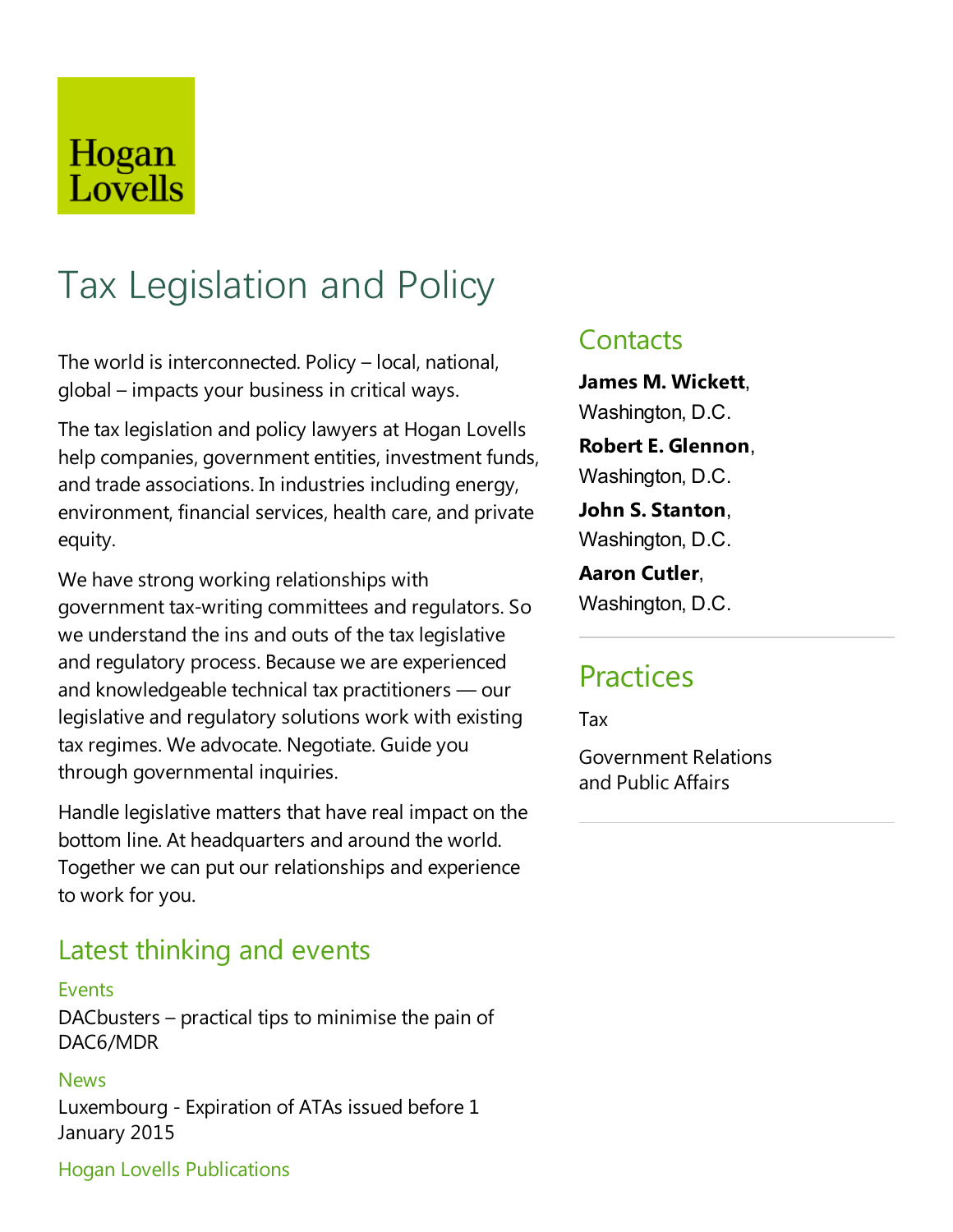Hogan Lovells

# Tax Legislation and Policy

The world is interconnected. Policy – local, national, global – impacts your business in critical ways.

The tax legislation and policy lawyers at Hogan Lovells help companies, government entities, investment funds, and trade associations. In industries including energy, environment, financial services, health care, and private equity.

We have strong working relationships with government tax-writing committees and regulators. So we understand the ins and outs of the tax legislative and regulatory process. Because we are experienced and knowledgeable technical tax practitioners — our legislative and regulatory solutions work with existing tax regimes. We advocate. Negotiate. Guide you through governmental inquiries.

Handle legislative matters that have real impact on the bottom line. At headquarters and around the world. Together we can put our relationships and experience to work for you.

## Latest thinking and events

### Events

DACbusters – practical tips to minimise the pain of DAC6/MDR

### News

Luxembourg - Expiration of ATAs issued before 1 January 2015

### Hogan Lovells Publications

## Contacts

**James M. Wickett**, Washington, D.C.

**Robert E. Glennon**, Washington, D.C.

**John S. Stanton**, Washington, D.C.

**Aaron Cutler**, Washington, D.C.

## Practices

Tax

Government Relations and Public Affairs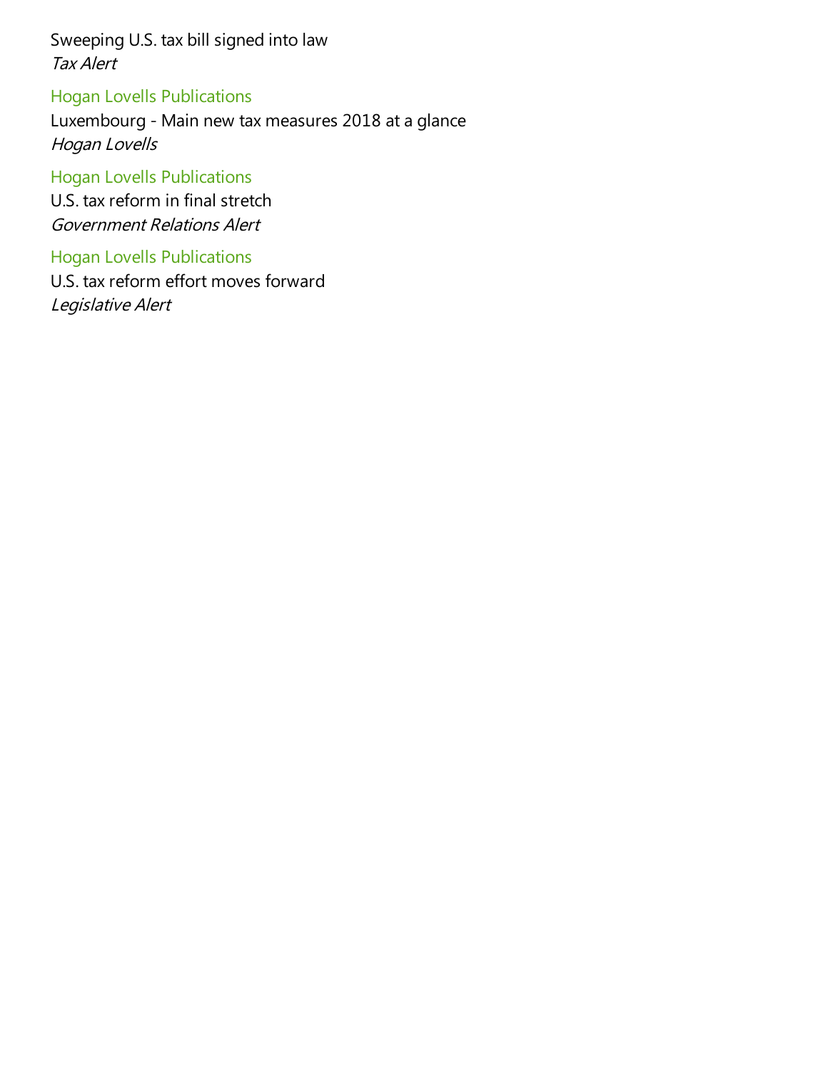Sweeping U.S. tax bill signed into law
*Tax Alert*

Hogan Lovells Publications
Luxembourg - Main new tax measures 2018 at a glance
*Hogan Lovells*

Hogan Lovells Publications
U.S. tax reform in final stretch
*Government Relations Alert*

Hogan Lovells Publications
U.S. tax reform effort moves forward
*Legislative Alert*